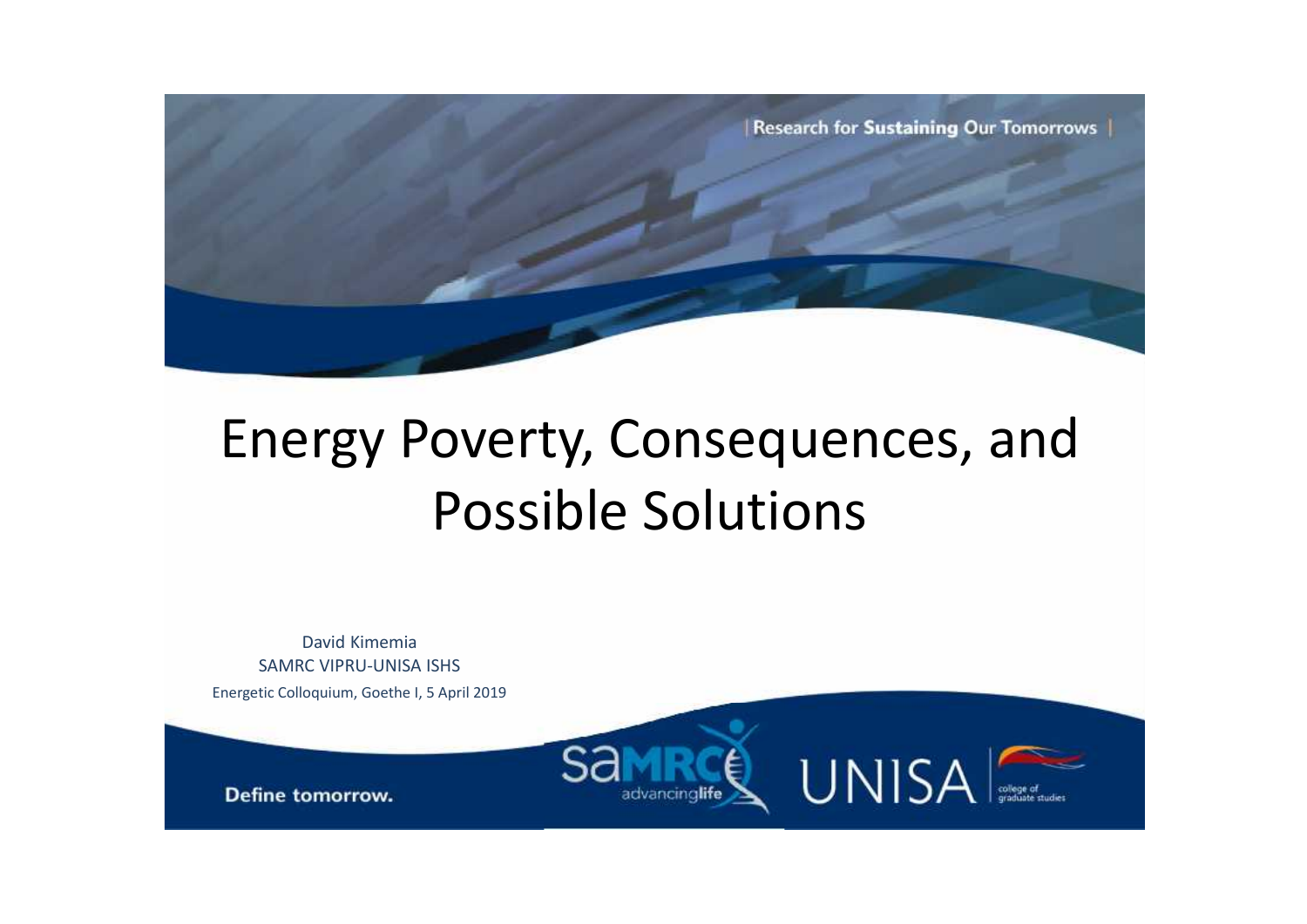Research for **Sustaining** Our Tomorrows

# Energy Poverty, Consequences, and Possible Solutions

David Kimemia

SAMRC VIPRU-UNISA ISHS

Energetic Colloquium, Goethe I, 5 April 2019

**Define tomorrow.**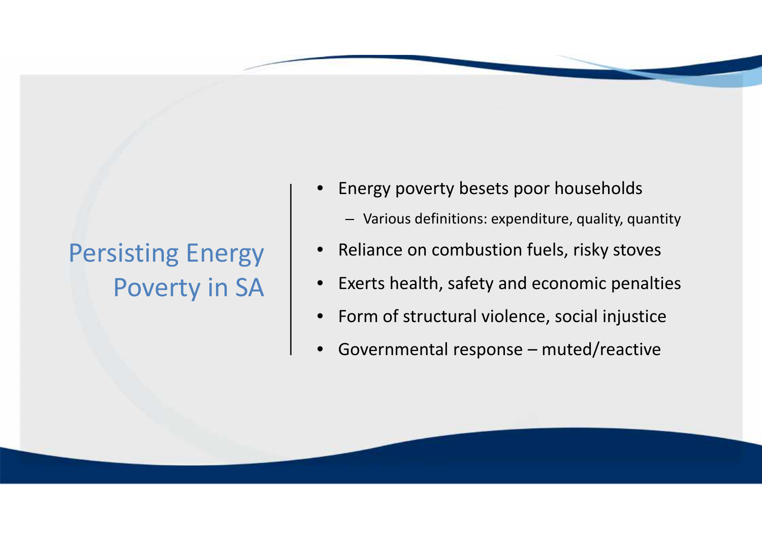# Persisting Energy Poverty in SA

- Energy poverty besets poor households
  - Various definitions: expenditure, quality, quantity
- Reliance on combustion fuels, risky stoves
- Exerts health, safety and economic penalties
- Form of structural violence, social injustice
- Governmental response – muted/reactive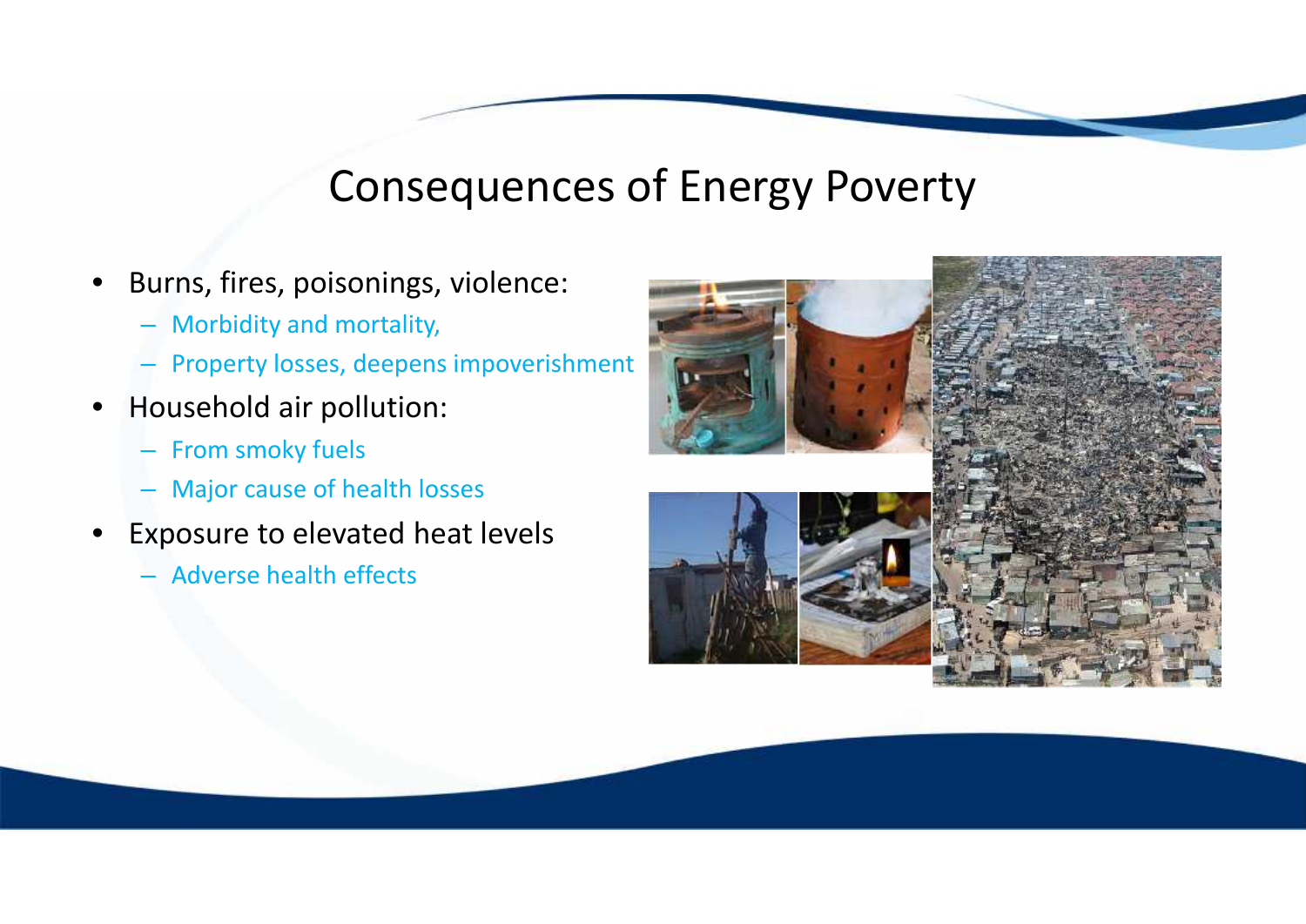# Consequences of Energy Poverty

- Burns, fires, poisonings, violence:
  - Morbidity and mortality,
  - Property losses, deepens impoverishment
- Household air pollution:
  - From smoky fuels
  - Major cause of health losses
- Exposure to elevated heat levels
  - Adverse health effects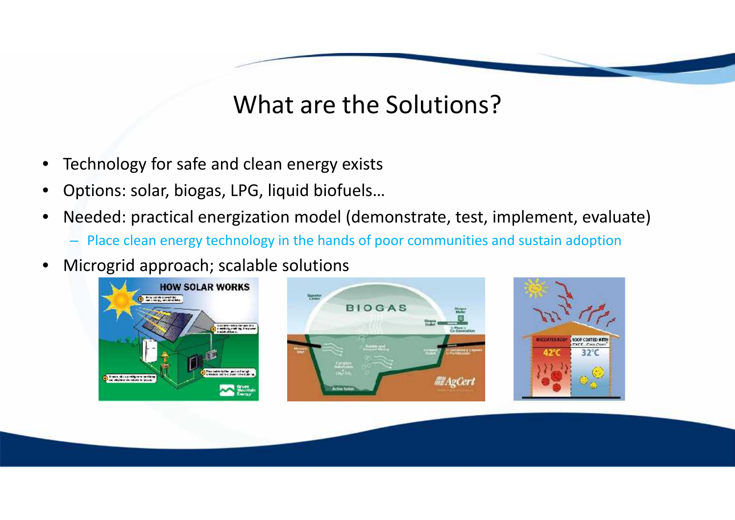# What are the Solutions?

- Technology for safe and clean energy exists
- Options: solar, biogas, LPG, liquid biofuels…
- Needed: practical energization model (demonstrate, test, implement, evaluate)
  - Place clean energy technology in the hands of poor communities and sustain adoption
- Microgrid approach; scalable solutions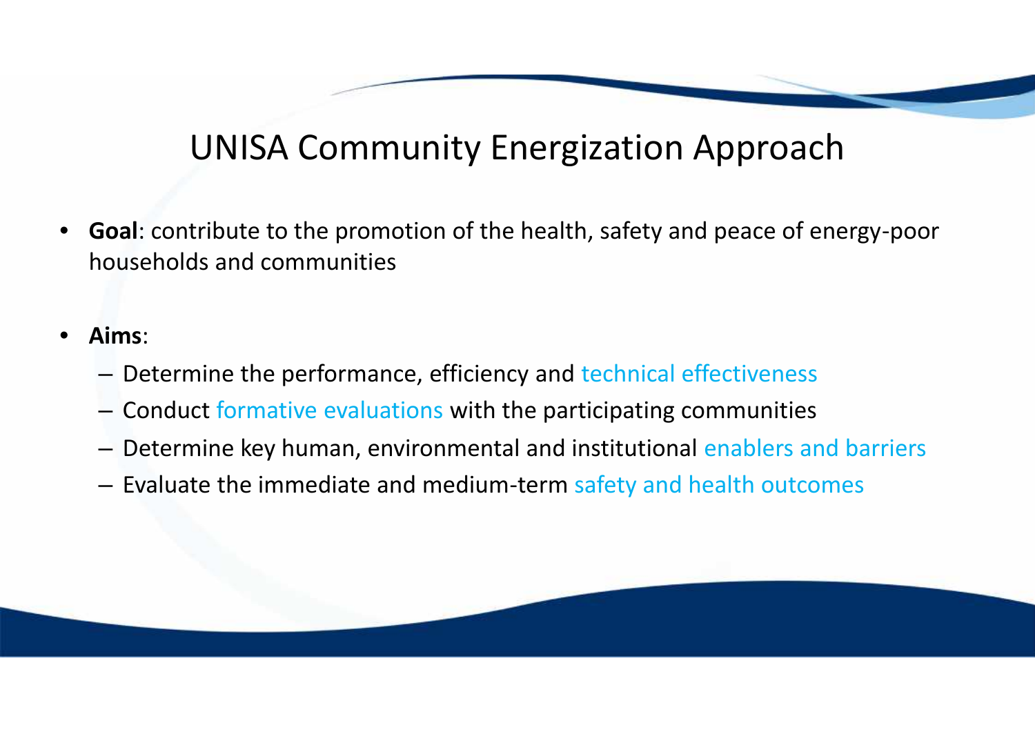# UNISA Community Energization Approach

- **Goal**: contribute to the promotion of the health, safety and peace of energy-poor households and communities

- **Aims**:
  - Determine the performance, efficiency and technical effectiveness
  - Conduct formative evaluations with the participating communities
  - Determine key human, environmental and institutional enablers and barriers
  - Evaluate the immediate and medium-term safety and health outcomes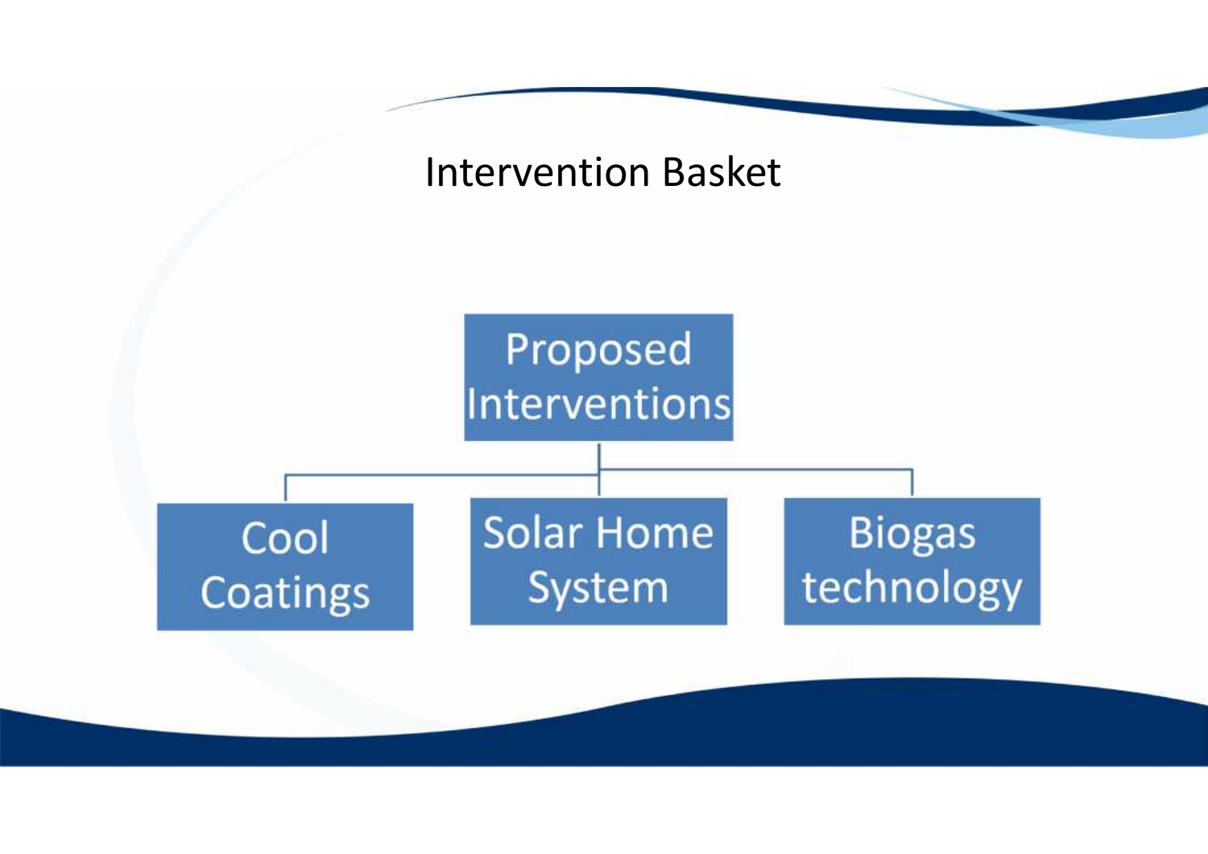# Intervention Basket

- Proposed Interventions
  - Cool Coatings
  - Solar Home System
  - Biogas technology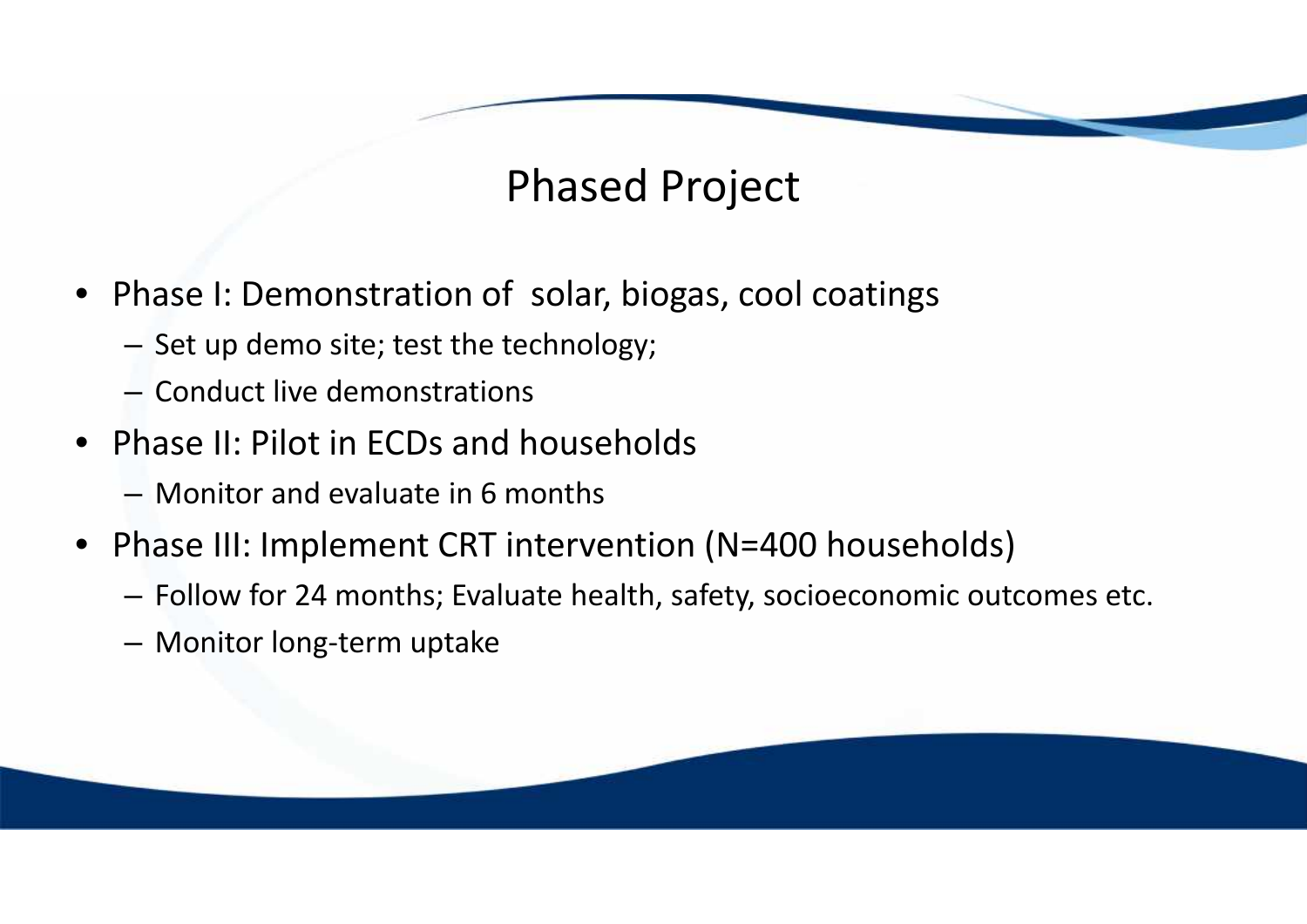# Phased Project

- Phase I: Demonstration of solar, biogas, cool coatings
  - Set up demo site; test the technology;
  - Conduct live demonstrations
- Phase II: Pilot in ECDs and households
  - Monitor and evaluate in 6 months
- Phase III: Implement CRT intervention (N=400 households)
  - Follow for 24 months; Evaluate health, safety, socioeconomic outcomes etc.
  - Monitor long-term uptake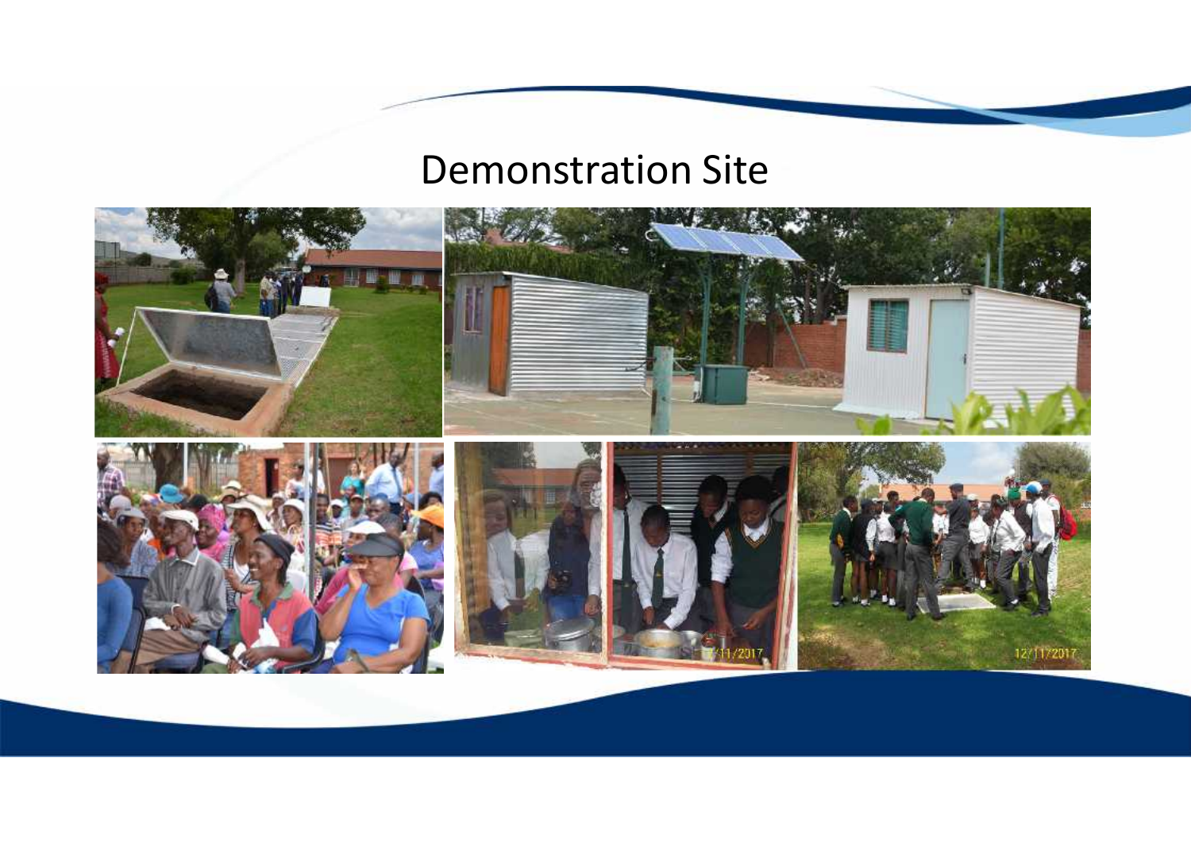# Demonstration Site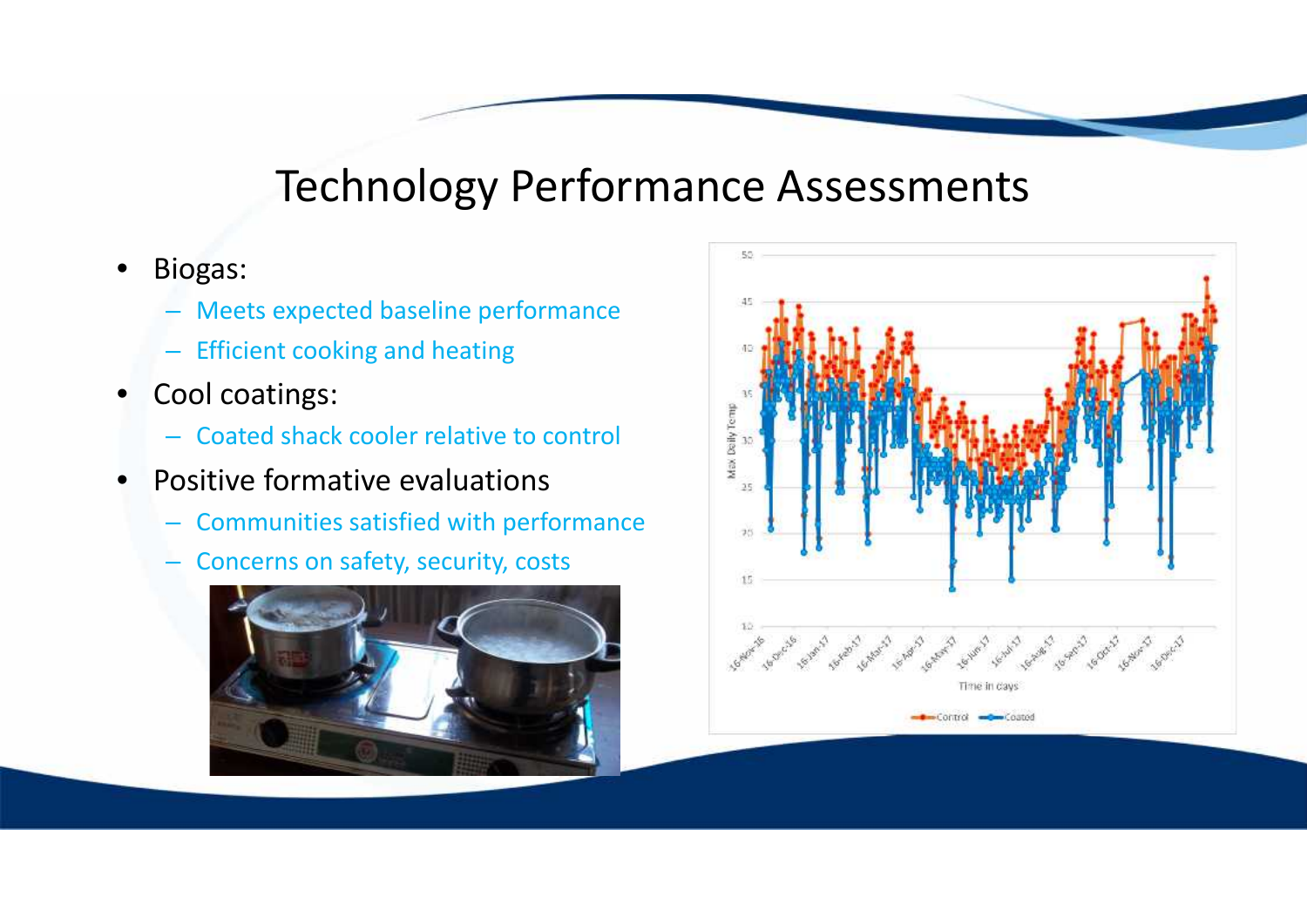# Technology Performance Assessments

- Biogas:
  - Meets expected baseline performance
  - Efficient cooking and heating
- Cool coatings:
  - Coated shack cooler relative to control
- Positive formative evaluations
  - Communities satisfied with performance
  - Concerns on safety, security, costs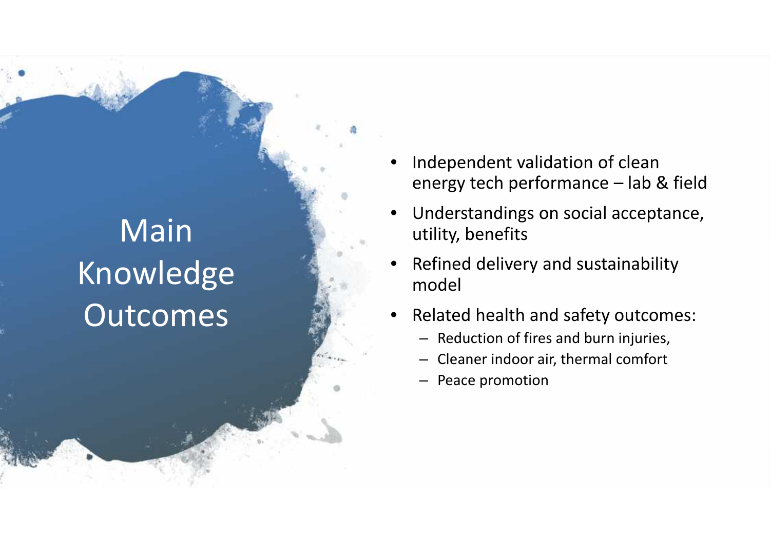# Main Knowledge Outcomes

- Independent validation of clean energy tech performance – lab & field
- Understandings on social acceptance, utility, benefits
- Refined delivery and sustainability model
- Related health and safety outcomes:
  - Reduction of fires and burn injuries,
  - Cleaner indoor air, thermal comfort
  - Peace promotion